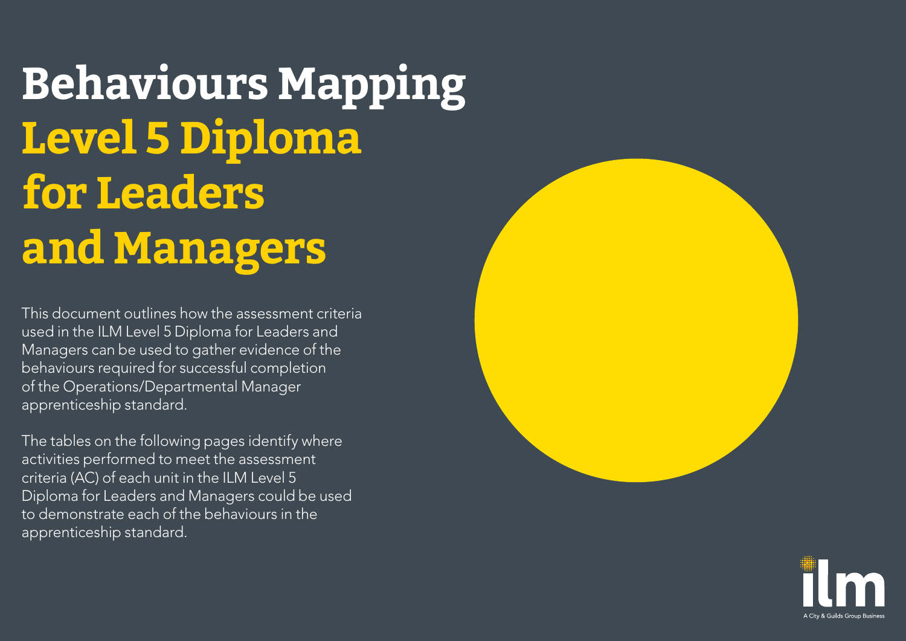# Behaviours Mapping

# Level 5 Diploma for Leaders and Managers

This document outlines how the assessment criteria used in the ILM Level 5 Diploma for Leaders and Managers can be used to gather evidence of the behaviours required for successful completion of the Operations/Departmental Manager apprenticeship standard.

The tables on the following pages identify where activities performed to meet the assessment criteria (AC) of each unit in the ILM Level 5 Diploma for Leaders and Managers could be used to demonstrate each of the behaviours in the apprenticeship standard.

ilm

A City & Guilds Group Business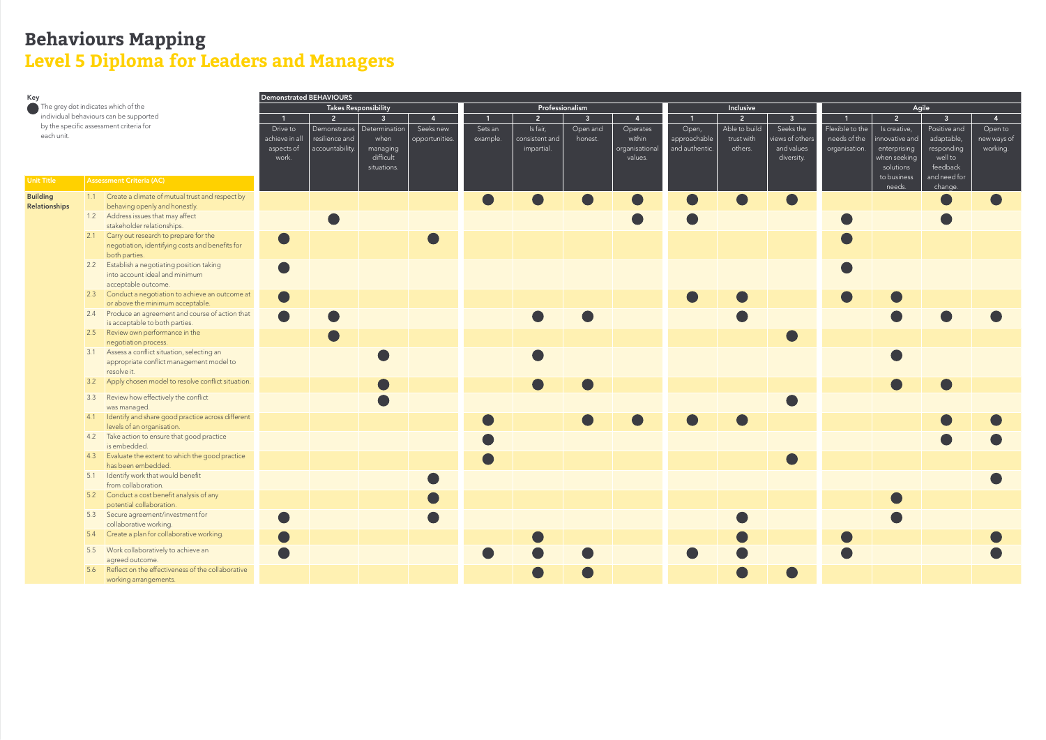# Behaviours Mapping

## Level 5 Diploma for Leaders and Managers

**Key**

● The grey dot indicates which of the individual behaviours can be supported by the specific assessment criteria for each unit.

| | | | Demonstrated BEHAVIOURS | | | | | | | | | | | | | | |
|---|---|---|---|---|---|---|---|---|---|---|---|---|---|---|---|---|---|
| | | | Takes Responsibility | | | | Professionalism | | | | Inclusive | | | Agile | | | |
| | | | 1 | 2 | 3 | 4 | 1 | 2 | 3 | 4 | 1 | 2 | 3 | 1 | 2 | 3 | 4 |
| **Unit Title** | **Assessment Criteria (AC)** | | Drive to achieve in all aspects of work. | Demonstrates resilience and accountability. | Determination when managing difficult situations. | Seeks new opportunities. | Sets an example. | Is fair, consistent and impartial. | Open and honest. | Operates within organisational values. | Open, approachable and authentic. | Able to build trust with others. | Seeks the views of others and values diversity. | Flexible to the needs of the organisation. | Is creative, innovative and enterprising when seeking solutions to business needs. | Positive and adaptable, responding well to feedback and need for change. | Open to new ways of working. |
| **Building Relationships** | 1.1 | Create a climate of mutual trust and respect by behaving openly and honestly. | | | | | ● | ● | ● | ● | ● | ● | ● | | | ● | ● |
| | 1.2 | Address issues that may affect stakeholder relationships. | | ● | | | | | | ● | ● | | | ● | | ● | |
| | 2.1 | Carry out research to prepare for the negotiation, identifying costs and benefits for both parties. | ● | | | ● | | | | | | | | ● | | | |
| | 2.2 | Establish a negotiating position taking into account ideal and minimum acceptable outcome. | ● | | | | | | | | | | | ● | | | |
| | 2.3 | Conduct a negotiation to achieve an outcome at or above the minimum acceptable. | ● | | | | | | | | ● | ● | | ● | ● | | |
| | 2.4 | Produce an agreement and course of action that is acceptable to both parties. | ● | ● | | | | ● | ● | | | ● | | | ● | ● | ● |
| | 2.5 | Review own performance in the negotiation process. | | ● | | | | | | | | | ● | | | | |
| | 3.1 | Assess a conflict situation, selecting an appropriate conflict management model to resolve it. | | | ● | | | ● | | | | | | | ● | | |
| | 3.2 | Apply chosen model to resolve conflict situation. | | | ● | | | ● | ● | | | | | | ● | ● | |
| | 3.3 | Review how effectively the conflict was managed. | | | ● | | | | | | | | ● | | | | |
| | 4.1 | Identify and share good practice across different levels of an organisation. | | | | | ● | | ● | ● | ● | ● | | | | ● | ● |
| | 4.2 | Take action to ensure that good practice is embedded. | | | | | ● | | | | | | | | | ● | ● |
| | 4.3 | Evaluate the extent to which the good practice has been embedded. | | | | | ● | | | | | | ● | | | | |
| | 5.1 | Identify work that would benefit from collaboration. | | | | ● | | | | | | | | | | | ● |
| | 5.2 | Conduct a cost benefit analysis of any potential collaboration. | | | | ● | | | | | | | | | ● | | |
| | 5.3 | Secure agreement/investment for collaborative working. | ● | | | ● | | | | | | ● | | | ● | | |
| | 5.4 | Create a plan for collaborative working. | ● | | | | | ● | | | | ● | | ● | | | ● |
| | 5.5 | Work collaboratively to achieve an agreed outcome. | ● | | | | ● | ● | ● | | ● | ● | | ● | | | ● |
| | 5.6 | Reflect on the effectiveness of the collaborative working arrangements. | | | | | | ● | ● | | | ● | ● | | | | |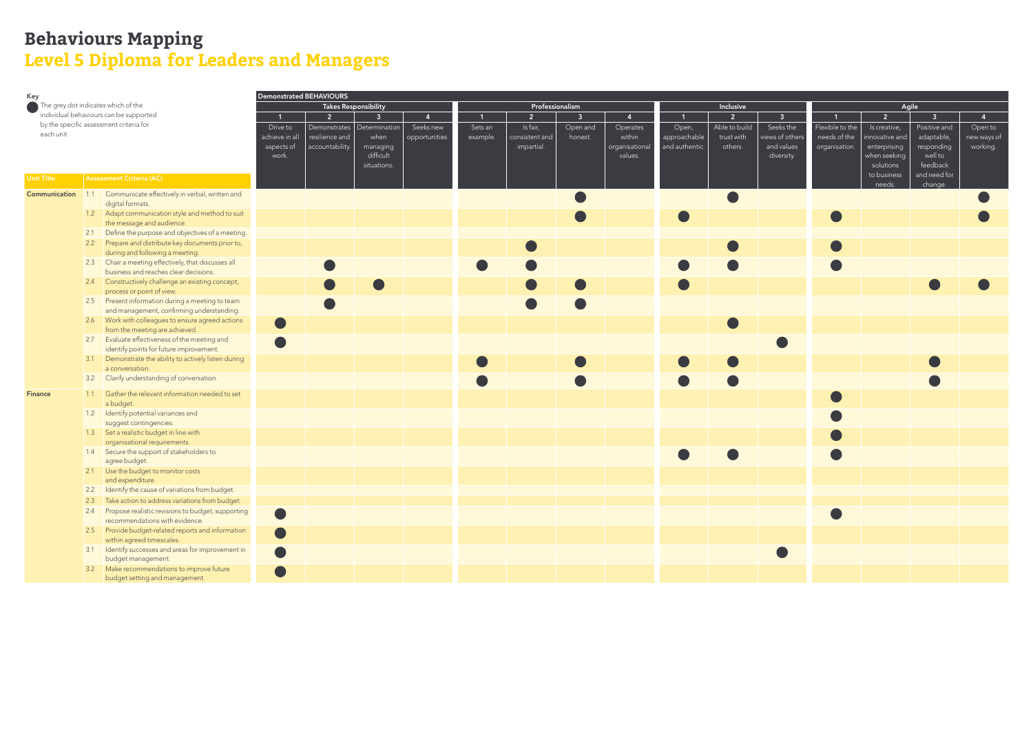| | | Demonstrated BEHAVIOURS | | | | | | | | | | | | | | |
|---|---|---|---|---|---|---|---|---|---|---|---|---|---|---|---|---|
| | | Takes Responsibility | | | | Professionalism | | | | Inclusive | | | Agile | | | |
| | | 1 | 2 | 3 | 4 | 1 | 2 | 3 | 4 | 1 | 2 | 3 | 1 | 2 | 3 | 4 |
| **Unit Title** | **Assessment Criteria (AC)** | Drive to achieve in all aspects of work. | Demonstrates resilience and accountability. | Determination when managing difficult situations. | Seeks new opportunities. | Sets an example. | Is fair, consistent and impartial. | Open and honest. | Operates within organisational values. | Open, approachable and authentic. | Able to build trust with others. | Seeks the views of others and values diversity. | Flexible to the needs of the organisation. | Is creative, innovative and enterprising when seeking solutions to business needs. | Positive and adaptable, responding well to feedback and need for change. | Open to new ways of working. |
| **Communication** | 1.1 Communicate effectively in verbal, written and digital formats. | | | | | | | ● | | | ● | | | | | ● |
| | 1.2 Adapt communication style and method to suit the message and audience. | | | | | | | ● | | ● | | | ● | | | ● |
| | 2.1 Define the purpose and objectives of a meeting. | | | | | | | | | | | | | | | |
| | 2.2 Prepare and distribute key documents prior to, during and following a meeting. | | | | | | ● | | | | ● | | ● | | | |
| | 2.3 Chair a meeting effectively, that discusses all business and reaches clear decisions. | | ● | | | ● | ● | | | ● | ● | | ● | | | |
| | 2.4 Constructively challenge an existing concept, process or point of view. | | ● | ● | | | ● | ● | | ● | | | | | ● | ● |
| | 2.5 Present information during a meeting to team and management, confirming understanding. | | ● | | | | ● | ● | | | | | | | | |
| | 2.6 Work with colleagues to ensure agreed actions from the meeting are achieved. | ● | | | | | | | | | ● | | | | | |
| | 2.7 Evaluate effectiveness of the meeting and identify points for future improvement. | ● | | | | | | | | | | ● | | | | |
| | 3.1 Demonstrate the ability to actively listen during a conversation. | | | | | ● | | ● | | ● | ● | | | | ● | |
| | 3.2 Clarify understanding of conversation. | | | | | ● | | ● | | ● | ● | | | | ● | |
| **Finance** | 1.1 Gather the relevant information needed to set a budget. | | | | | | | | | | | | ● | | | |
| | 1.2 Identify potential variances and suggest contingencies. | | | | | | | | | | | | ● | | | |
| | 1.3 Set a realistic budget in line with organisational requirements. | | | | | | | | | | | | ● | | | |
| | 1.4 Secure the support of stakeholders to agree budget. | | | | | | | | | ● | ● | | ● | | | |
| | 2.1 Use the budget to monitor costs and expenditure. | | | | | | | | | | | | | | | |
| | 2.2 Identify the cause of variations from budget. | | | | | | | | | | | | | | | |
| | 2.3 Take action to address variations from budget. | | | | | | | | | | | | | | | |
| | 2.4 Propose realistic revisions to budget, supporting recommendations with evidence. | ● | | | | | | | | | | | ● | | | |
| | 2.5 Provide budget-related reports and information within agreed timescales. | ● | | | | | | | | | | | | | | |
| | 3.1 Identify successes and areas for improvement in budget management. | ● | | | | | | | | | | ● | | | | |
| | 3.2 Make recommendations to improve future budget setting and management. | ● | | | | | | | | | | | | | | |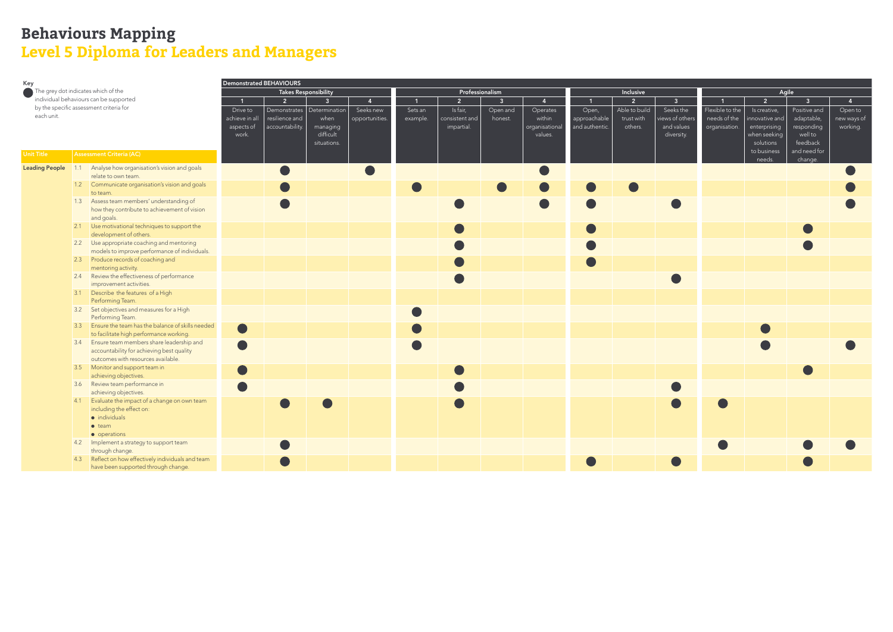# Behaviours Mapping

## Level 5 Diploma for Leaders and Managers

**Key**

● The grey dot indicates which of the individual behaviours can be supported by the specific assessment criteria for each unit.

| | | Demonstrated BEHAVIOURS | | | | | | | | | | | | | | |
|---|---|---|---|---|---|---|---|---|---|---|---|---|---|---|---|---|
| | | Takes Responsibility | | | | Professionalism | | | | Inclusive | | | Agile | | | |
| | | 1 | 2 | 3 | 4 | 1 | 2 | 3 | 4 | 1 | 2 | 3 | 1 | 2 | 3 | 4 |
| **Unit Title** | **Assessment Criteria (AC)** | Drive to achieve in all aspects of work. | Demonstrates resilience and accountability. | Determination when managing difficult situations. | Seeks new opportunities. | Sets an example. | Is fair, consistent and impartial. | Open and honest. | Operates within organisational values. | Open, approachable and authentic. | Able to build trust with others. | Seeks the views of others and values diversity. | Flexible to the needs of the organisation. | Is creative, innovative and enterprising when seeking solutions to business needs. | Positive and adaptable, responding well to feedback and need for change. | Open to new ways of working. |
| **Leading People** | 1.1 Analyse how organisation's vision and goals relate to own team. | | ● | | ● | | | | ● | | | | | | | ● |
| | 1.2 Communicate organisation's vision and goals to team. | | ● | | | ● | | ● | ● | ● | ● | | | | | ● |
| | 1.3 Assess team members' understanding of how they contribute to achievement of vision and goals. | | ● | | | | ● | | ● | ● | | ● | | | | ● |
| | 2.1 Use motivational techniques to support the development of others. | | | | | | ● | | | ● | | | | | ● | |
| | 2.2 Use appropriate coaching and mentoring models to improve performance of individuals. | | | | | | ● | | | ● | | | | | ● | |
| | 2.3 Produce records of coaching and mentoring activity. | | | | | | ● | | | ● | | | | | | |
| | 2.4 Review the effectiveness of performance improvement activities. | | | | | | ● | | | | | ● | | | | |
| | 3.1 Describe the features of a High Performing Team. | | | | | | | | | | | | | | | |
| | 3.2 Set objectives and measures for a High Performing Team. | | | | | ● | | | | | | | | | | |
| | 3.3 Ensure the team has the balance of skills needed to facilitate high performance working. | ● | | | | ● | | | | | | | | ● | | |
| | 3.4 Ensure team members share leadership and accountability for achieving best quality outcomes with resources available. | ● | | | | ● | | | | | | | | ● | | ● |
| | 3.5 Monitor and support team in achieving objectives. | ● | | | | | ● | | | | | | | | ● | |
| | 3.6 Review team performance in achieving objectives. | ● | | | | | ● | | | | | ● | | | | |
| | 4.1 Evaluate the impact of a change on own team including the effect on: • individuals • team • operations | | ● | ● | | | ● | | | | | ● | ● | | | |
| | 4.2 Implement a strategy to support team through change. | | ● | | | | | | | | | | ● | | ● | ● |
| | 4.3 Reflect on how effectively individuals and team have been supported through change. | | ● | | | | | | | ● | | ● | | | ● | |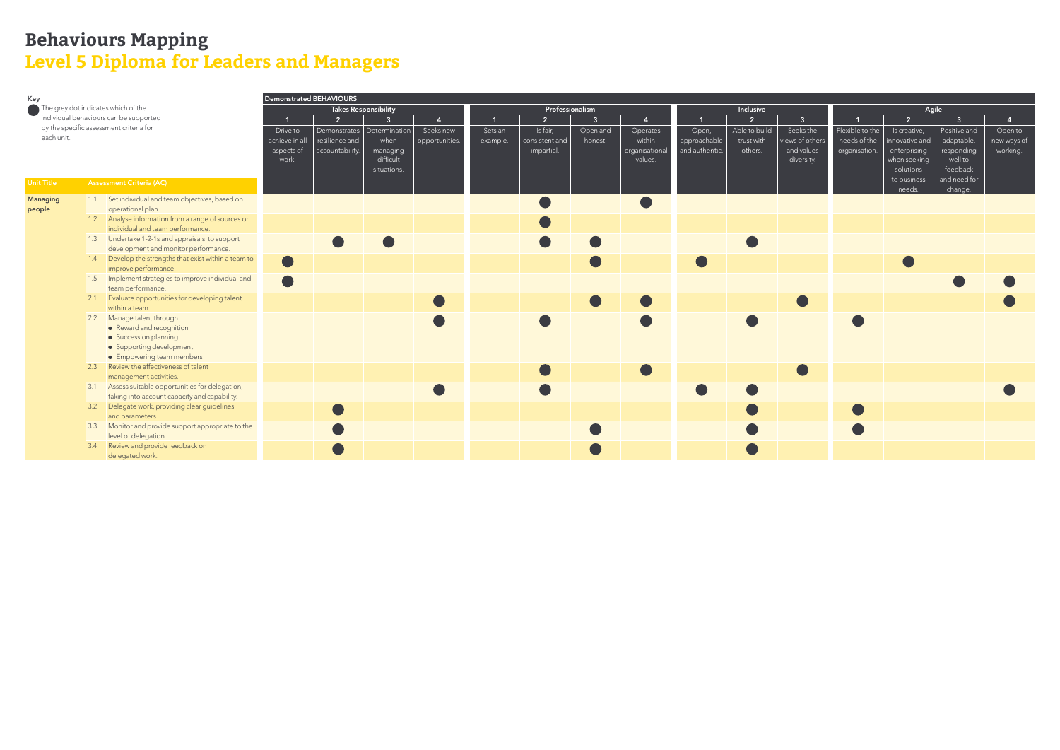# Behaviours Mapping

## Level 5 Diploma for Leaders and Managers

**Key**

● The grey dot indicates which of the individual behaviours can be supported by the specific assessment criteria for each unit.

| Unit Title | Assessment Criteria (AC) | Demonstrated BEHAVIOURS | | | | | | | | | | | | | | |
|---|---|---|---|---|---|---|---|---|---|---|---|---|---|---|---|---|
| | | Takes Responsibility | | | | Professionalism | | | | Inclusive | | | Agile | | | |
| | | 1 | 2 | 3 | 4 | 1 | 2 | 3 | 4 | 1 | 2 | 3 | 1 | 2 | 3 | 4 |
| | | Drive to achieve in all aspects of work. | Demonstrates resilience and accountability. | Determination when managing difficult situations. | Seeks new opportunities. | Sets an example. | Is fair, consistent and impartial. | Open and honest. | Operates within organisational values. | Open, approachable and authentic. | Able to build trust with others. | Seeks the views of others and values diversity. | Flexible to the needs of the organisation. | Is creative, innovative and enterprising when seeking solutions to business needs. | Positive and adaptable, responding well to feedback and need for change. | Open to new ways of working. |
| **Managing people** | 1.1 Set individual and team objectives, based on operational plan. | | | | | | ● | | ● | | | | | | | |
| | 1.2 Analyse information from a range of sources on individual and team performance. | | | | | | ● | | | | | | | | | |
| | 1.3 Undertake 1-2-1s and appraisals to support development and monitor performance. | | ● | ● | | | ● | ● | | | ● | | | | | |
| | 1.4 Develop the strengths that exist within a team to improve performance. | ● | | | | | | ● | | ● | | | | ● | | |
| | 1.5 Implement strategies to improve individual and team performance. | ● | | | | | | | | | | | | | ● | ● |
| | 2.1 Evaluate opportunities for developing talent within a team. | | | | ● | | | ● | ● | | | ● | | | | ● |
| | 2.2 Manage talent through: • Reward and recognition • Succession planning • Supporting development • Empowering team members | | | | ● | | ● | | ● | | ● | | ● | | | |
| | 2.3 Review the effectiveness of talent management activities. | | | | | | ● | | ● | | | ● | | | | |
| | 3.1 Assess suitable opportunities for delegation, taking into account capacity and capability. | | | | ● | | ● | | | ● | ● | | | | | ● |
| | 3.2 Delegate work, providing clear guidelines and parameters. | | ● | | | | | | | | ● | | ● | | | |
| | 3.3 Monitor and provide support appropriate to the level of delegation. | | ● | | | | | ● | | | ● | | ● | | | |
| | 3.4 Review and provide feedback on delegated work. | | ● | | | | | ● | | | ● | | | | | |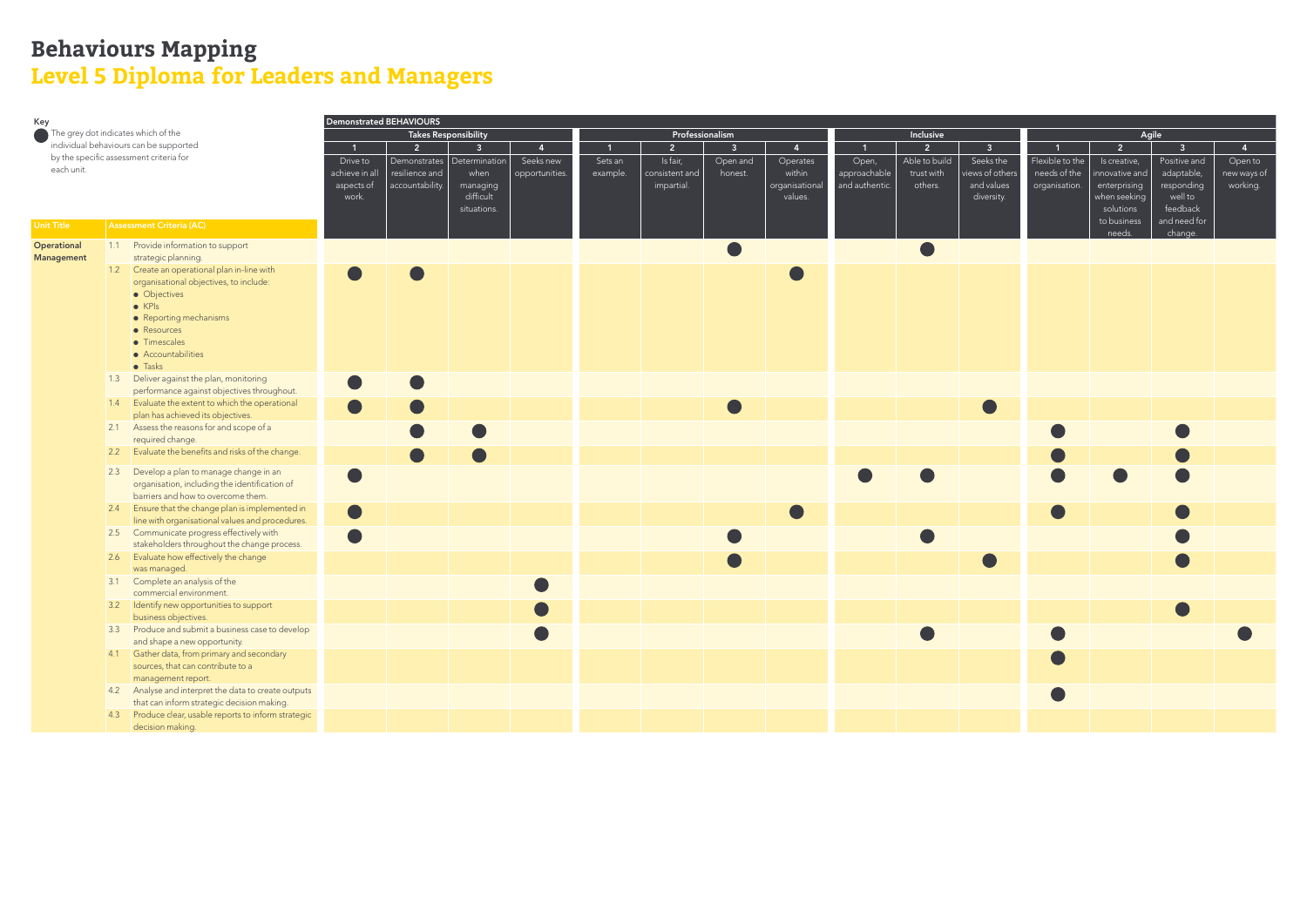# Behaviours Mapping

## Level 5 Diploma for Leaders and Managers

**Key**

● The grey dot indicates which of the individual behaviours can be supported by the specific assessment criteria for each unit.

| Unit Title | Assessment Criteria (AC) | Demonstrated BEHAVIOURS | | | | | | | | | | | | | | |
|---|---|---|---|---|---|---|---|---|---|---|---|---|---|---|---|---|
| | | Takes Responsibility | | | | Professionalism | | | | Inclusive | | | Agile | | | |
| | | 1 | 2 | 3 | 4 | 1 | 2 | 3 | 4 | 1 | 2 | 3 | 1 | 2 | 3 | 4 |
| | | Drive to achieve in all aspects of work. | Demonstrates resilience and accountability. | Determination when managing difficult situations. | Seeks new opportunities. | Sets an example. | Is fair, consistent and impartial. | Open and honest. | Operates within organisational values. | Open, approachable and authentic. | Able to build trust with others. | Seeks the views of others and values diversity. | Flexible to the needs of the organisation. | Is creative, innovative and enterprising when seeking solutions to business needs. | Positive and adaptable, responding well to feedback and need for change. | Open to new ways of working. |
| **Operational Management** | 1.1 Provide information to support strategic planning. | | | | | | | ● | | | ● | | | | | |
| | 1.2 Create an operational plan in-line with organisational objectives, to include: • Objectives • KPIs • Reporting mechanisms • Resources • Timescales • Accountabilities • Tasks | ● | ● | | | | | | ● | | | | | | | |
| | 1.3 Deliver against the plan, monitoring performance against objectives throughout. | ● | ● | | | | | | | | | | | | | |
| | 1.4 Evaluate the extent to which the operational plan has achieved its objectives. | ● | ● | | | | | ● | | | | ● | | | | |
| | 2.1 Assess the reasons for and scope of a required change. | | ● | ● | | | | | | | | | ● | | ● | |
| | 2.2 Evaluate the benefits and risks of the change. | | ● | ● | | | | | | | | | ● | | ● | |
| | 2.3 Develop a plan to manage change in an organisation, including the identification of barriers and how to overcome them. | ● | | | | | | | | ● | ● | | ● | ● | ● | |
| | 2.4 Ensure that the change plan is implemented in line with organisational values and procedures. | ● | | | | | | | ● | | | | ● | | ● | |
| | 2.5 Communicate progress effectively with stakeholders throughout the change process. | ● | | | | | | ● | | | ● | | | | ● | |
| | 2.6 Evaluate how effectively the change was managed. | | | | | | | ● | | | | ● | | | ● | |
| | 3.1 Complete an analysis of the commercial environment. | | | | ● | | | | | | | | | | | |
| | 3.2 Identify new opportunities to support business objectives. | | | | ● | | | | | | | | | | ● | |
| | 3.3 Produce and submit a business case to develop and shape a new opportunity. | | | | ● | | | | | | ● | | ● | | | ● |
| | 4.1 Gather data, from primary and secondary sources, that can contribute to a management report. | | | | | | | | | | | | ● | | | |
| | 4.2 Analyse and interpret the data to create outputs that can inform strategic decision making. | | | | | | | | | | | | ● | | | |
| | 4.3 Produce clear, usable reports to inform strategic decision making. | | | | | | | | | | | | | | | |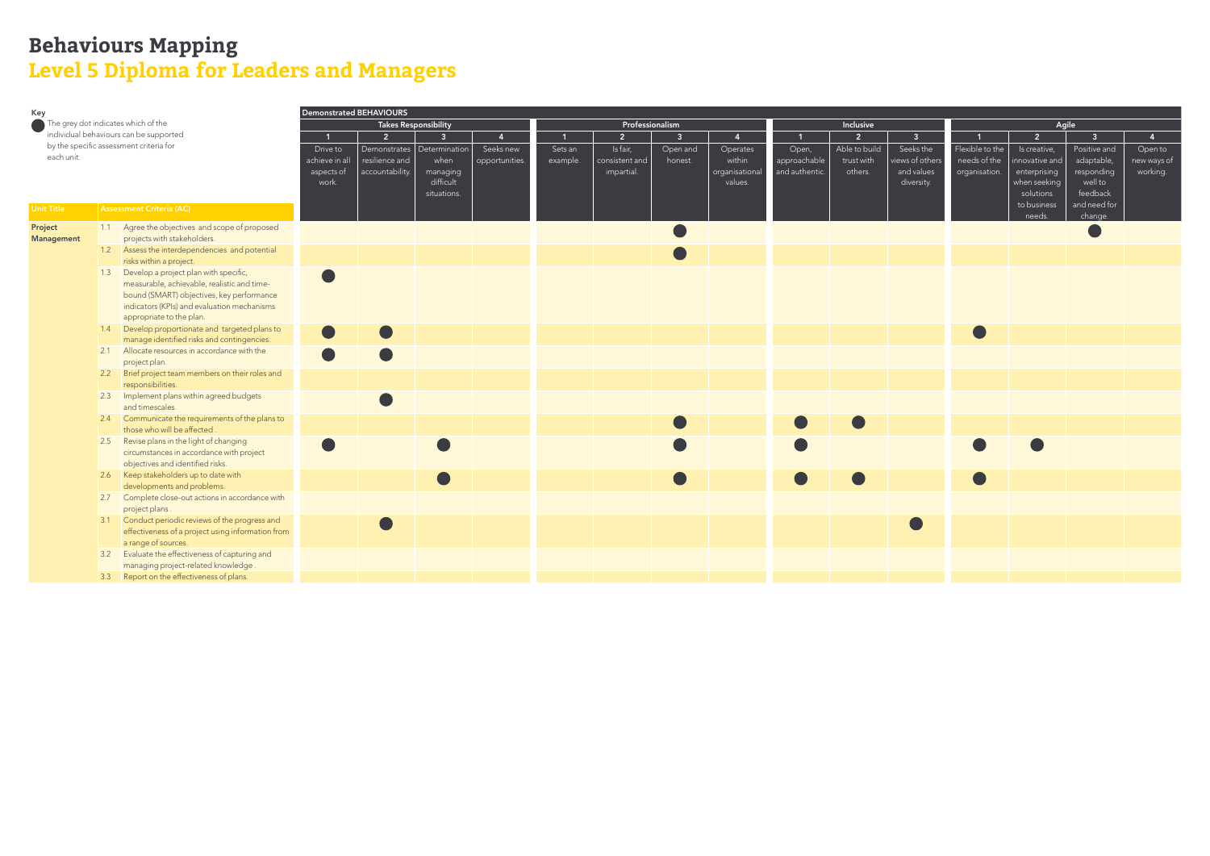# Behaviours Mapping

## Level 5 Diploma for Leaders and Managers

**Key**

● The grey dot indicates which of the individual behaviours can be supported by the specific assessment criteria for each unit.

| Unit Title | Assessment Criteria (AC) | Takes Responsibility 1: Drive to achieve in all aspects of work. | Takes Responsibility 2: Demonstrates resilience and accountability. | Takes Responsibility 3: Determination when managing difficult situations. | Takes Responsibility 4: Seeks new opportunities. | Professionalism 1: Sets an example. | Professionalism 2: Is fair, consistent and impartial. | Professionalism 3: Open and honest. | Professionalism 4: Operates within organisational values. | Inclusive 1: Open, approachable and authentic. | Inclusive 2: Able to build trust with others. | Inclusive 3: Seeks the views of others and values diversity. | Agile 1: Flexible to the needs of the organisation. | Agile 2: Is creative, innovative and enterprising when seeking solutions to business needs. | Agile 3: Positive and adaptable, responding well to feedback and need for change. | Agile 4: Open to new ways of working. |
|---|---|---|---|---|---|---|---|---|---|---|---|---|---|---|---|---|
| **Project Management** | 1.1 Agree the objectives and scope of proposed projects with stakeholders. | | | | | | | ● | | | | | | | ● | |
| | 1.2 Assess the interdependencies and potential risks within a project. | | | | | | | ● | | | | | | | | |
| | 1.3 Develop a project plan with specific, measurable, achievable, realistic and time-bound (SMART) objectives, key performance indicators (KPIs) and evaluation mechanisms appropriate to the plan. | ● | | | | | | | | | | | | | | |
| | 1.4 Develop proportionate and targeted plans to manage identified risks and contingencies. | ● | ● | | | | | | | | | | ● | | | |
| | 2.1 Allocate resources in accordance with the project plan. | ● | ● | | | | | | | | | | | | | |
| | 2.2 Brief project team members on their roles and responsibilities. | | | | | | | | | | | | | | | |
| | 2.3 Implement plans within agreed budgets and timescales. | | ● | | | | | | | | | | | | | |
| | 2.4 Communicate the requirements of the plans to those who will be affected . | | | | | | | ● | | ● | ● | | | | | |
| | 2.5 Revise plans in the light of changing circumstances in accordance with project objectives and identified risks. | ● | | ● | | | | ● | | ● | | | ● | ● | | |
| | 2.6 Keep stakeholders up to date with developments and problems. | | | ● | | | | ● | | ● | ● | | ● | | | |
| | 2.7 Complete close-out actions in accordance with project plans . | | | | | | | | | | | | | | | |
| | 3.1 Conduct periodic reviews of the progress and effectiveness of a project using information from a range of sources. | | ● | | | | | | | | | ● | | | | |
| | 3.2 Evaluate the effectiveness of capturing and managing project-related knowledge . | | | | | | | | | | | | | | | |
| | 3.3 Report on the effectiveness of plans. | | | | | | | | | | | | | | | |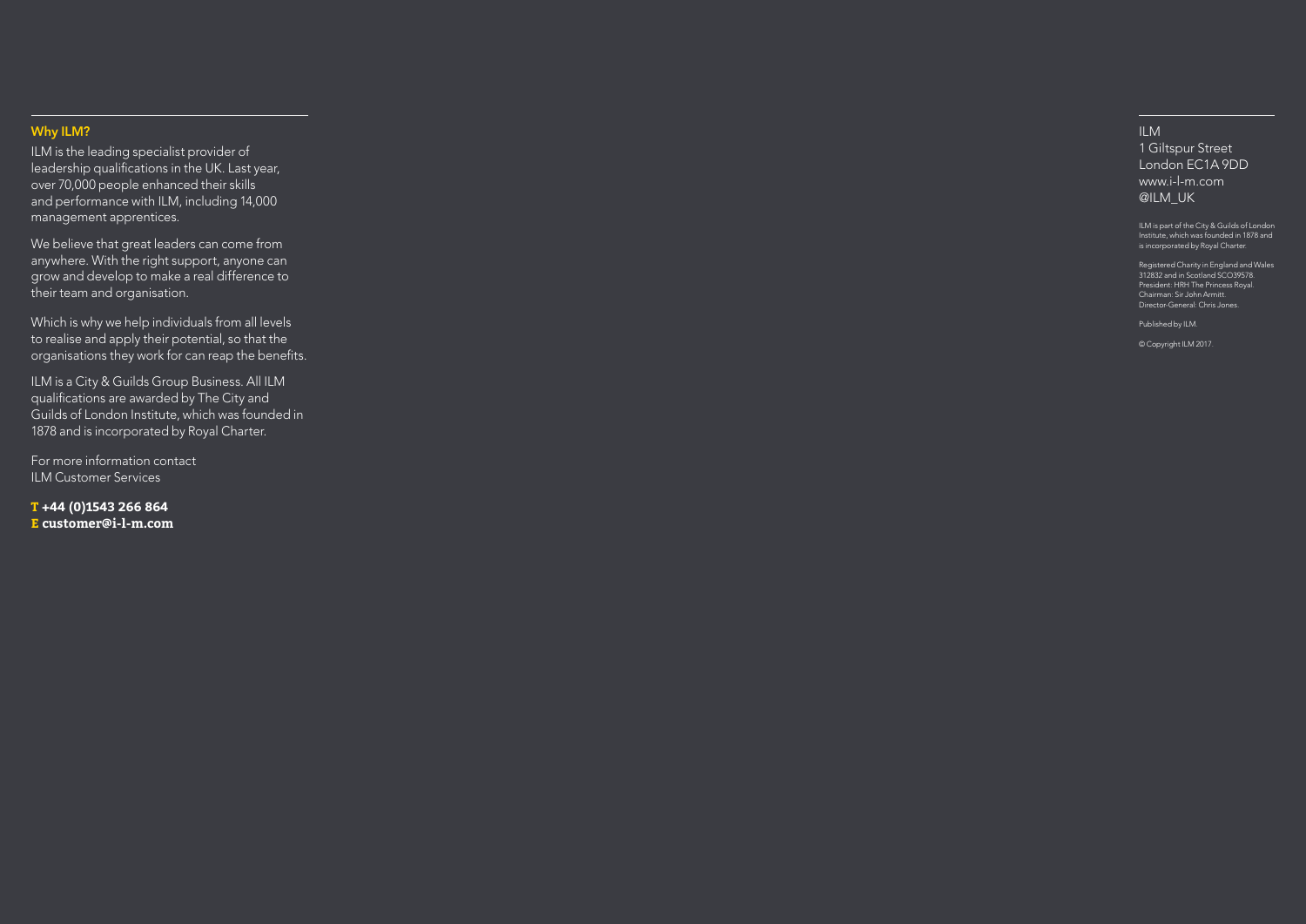## Why ILM?

ILM is the leading specialist provider of leadership qualifications in the UK. Last year, over 70,000 people enhanced their skills and performance with ILM, including 14,000 management apprentices.

We believe that great leaders can come from anywhere. With the right support, anyone can grow and develop to make a real difference to their team and organisation.

Which is why we help individuals from all levels to realise and apply their potential, so that the organisations they work for can reap the benefits.

ILM is a City & Guilds Group Business. All ILM qualifications are awarded by The City and Guilds of London Institute, which was founded in 1878 and is incorporated by Royal Charter.

For more information contact
ILM Customer Services

**T +44 (0)1543 266 864**
**E customer@i-l-m.com**

ILM
1 Giltspur Street
London EC1A 9DD
www.i-l-m.com
@ILM_UK

ILM is part of the City & Guilds of London Institute, which was founded in 1878 and is incorporated by Royal Charter.

Registered Charity in England and Wales 312832 and in Scotland SCO39578.
President: HRH The Princess Royal.
Chairman: Sir John Armitt.
Director-General: Chris Jones.

Published by ILM.

© Copyright ILM 2017.